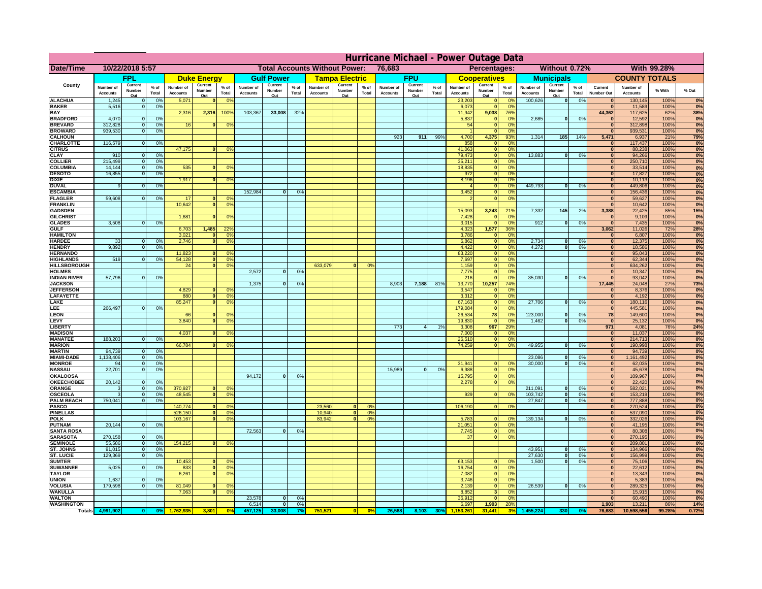# Hurricane Michael - Power Outage Data

| Date/Time | 10/22/2018 5:57 | | | Total Accounts Without Power: | 76,683 | | | Percentages: | | Without 0.72% | | With 99.28% |
|---|---|---|---|---|---|---|---|---|---|---|---|---|

| County | FPL | | | Duke Energy | | | Gulf Power | | | Tampa Electric | | | FPU | | | Cooperatives | | | Municipals | | | COUNTY TOTALS | | | |
|---|---|---|---|---|---|---|---|---|---|---|---|---|---|---|---|---|---|---|---|---|---|---|---|---|---|
| | Number of Accounts | Current Number Out | % of Total | Number of Accounts | Current Number Out | % of Total | Number of Accounts | Current Number Out | % of Total | Number of Accounts | Current Number Out | % of Total | Number of Accounts | Current Number Out | % of Total | Number of Accounts | Current Number Out | % of Total | Number of Accounts | Current Number Out | % of Total | Current Number Out | Number of Accounts | % With | % Out |
| ALACHUA | 1,245 | 0 | 0% | 5,071 | 0 | 0% | | | | | | | | | | 23,203 | 0 | 0% | 100,626 | 0 | 0% | 0 | 130,145 | 100% | 0% |
| BAKER | 5,516 | 0 | 0% | | | | | | | | | | | | | 6,073 | 0 | 0% | | | | 0 | 11,589 | 100% | 0% |
| BAY | | | | 2,316 | 2,316 | 100% | 103,367 | 33,008 | 32% | | | | | | | 11,942 | 9,038 | 76% | | | | 44,362 | 117,625 | 62% | 38% |
| BRADFORD | 4,070 | 0 | 0% | | | | | | | | | | | | | 5,837 | 0 | 0% | 2,685 | 0 | 0% | 0 | 12,592 | 100% | 0% |
| BREVARD | 312,828 | 0 | 0% | 16 | 0 | 0% | | | | | | | | | | 54 | 0 | 0% | | | | 0 | 312,898 | 100% | 0% |
| BROWARD | 939,530 | 0 | 0% | | | | | | | | | | | | | 1 | 0 | 0% | | | | 0 | 939,531 | 100% | 0% |
| CALHOUN | | | | | | | | | | | | | 923 | 911 | 99% | 4,700 | 4,375 | 93% | 1,314 | 185 | 14% | 5,471 | 6,937 | 21% | 79% |
| CHARLOTTE | 116,579 | 0 | 0% | | | | | | | | | | | | | 858 | 0 | 0% | | | | 0 | 117,437 | 100% | 0% |
| CITRUS | | | | 47,175 | 0 | 0% | | | | | | | | | | 41,063 | 0 | 0% | | | | 0 | 88,238 | 100% | 0% |
| CLAY | 910 | 0 | 0% | | | | | | | | | | | | | 79,473 | 0 | 0% | 13,883 | 0 | 0% | 0 | 94,266 | 100% | 0% |
| COLLIER | 215,499 | 0 | 0% | | | | | | | | | | | | | 35,211 | 0 | 0% | | | | 0 | 250,710 | 100% | 0% |
| COLUMBIA | 14,144 | 0 | 0% | 535 | 0 | 0% | | | | | | | | | | 18,835 | 0 | 0% | | | | 0 | 33,514 | 100% | 0% |
| DESOTO | 16,855 | 0 | 0% | | | | | | | | | | | | | 972 | 0 | 0% | | | | 0 | 17,827 | 100% | 0% |
| DIXIE | | | | 1,917 | 0 | 0% | | | | | | | | | | 8,196 | 0 | 0% | | | | 0 | 10,113 | 100% | 0% |
| DUVAL | 9 | 0 | 0% | | | | | | | | | | | | | 4 | 0 | 0% | 449,793 | 0 | 0% | 0 | 449,806 | 100% | 0% |
| ESCAMBIA | | | | | | | 152,984 | 0 | 0% | | | | | | | 3,452 | 0 | 0% | | | | 0 | 156,436 | 100% | 0% |
| FLAGLER | 59,608 | 0 | 0% | 17 | 0 | 0% | | | | | | | | | | 2 | 0 | 0% | | | | 0 | 59,627 | 100% | 0% |
| FRANKLIN | | | | 10,642 | 0 | 0% | | | | | | | | | | | | | | | | 0 | 10,642 | 100% | 0% |
| GADSDEN | | | | | | | | | | | | | | | | 15,093 | 3,243 | 21% | 7,332 | 145 | 2% | 3,388 | 22,425 | 85% | 15% |
| GILCHRIST | | | | 1,681 | 0 | 0% | | | | | | | | | | 7,428 | 0 | 0% | | | | 0 | 9,109 | 100% | 0% |
| GLADES | 3,508 | 0 | 0% | | | | | | | | | | | | | 3,015 | 0 | 0% | 912 | 0 | 0% | 0 | 7,435 | 100% | 0% |
| GULF | | | | 6,703 | 1,485 | 22% | | | | | | | | | | 4,323 | 1,577 | 36% | | | | 3,062 | 11,026 | 72% | 28% |
| HAMILTON | | | | 3,021 | 0 | 0% | | | | | | | | | | 3,786 | 0 | 0% | | | | 0 | 6,807 | 100% | 0% |
| HARDEE | 33 | 0 | 0% | 2,746 | 0 | 0% | | | | | | | | | | 6,862 | 0 | 0% | 2,734 | 0 | 0% | 0 | 12,375 | 100% | 0% |
| HENDRY | 9,892 | 0 | 0% | | | | | | | | | | | | | 4,422 | 0 | 0% | 4,272 | 0 | 0% | 0 | 18,586 | 100% | 0% |
| HERNANDO | | | | 11,823 | 0 | 0% | | | | | | | | | | 83,220 | 0 | 0% | | | | 0 | 95,043 | 100% | 0% |
| HIGHLANDS | 519 | 0 | 0% | 54,128 | 0 | 0% | | | | | | | | | | 7,697 | 0 | 0% | | | | 0 | 62,344 | 100% | 0% |
| HILLSBOROUGH | | | | 24 | 0 | 0% | | | | 633,079 | 0 | 0% | | | | 1,159 | 0 | 0% | | | | 0 | 634,262 | 100% | 0% |
| HOLMES | | | | | | | 2,572 | 0 | 0% | | | | | | | 7,775 | 0 | 0% | | | | 0 | 10,347 | 100% | 0% |
| INDIAN RIVER | 57,796 | 0 | 0% | | | | | | | | | | | | | 216 | 0 | 0% | 35,030 | 0 | 0% | 0 | 93,042 | 100% | 0% |
| JACKSON | | | | | | | 1,375 | 0 | 0% | | | | 8,903 | 7,188 | 81% | 13,770 | 10,257 | 74% | | | | 17,445 | 24,048 | 27% | 73% |
| JEFFERSON | | | | 4,829 | 0 | 0% | | | | | | | | | | 3,547 | 0 | 0% | | | | 0 | 8,376 | 100% | 0% |
| LAFAYETTE | | | | 880 | 0 | 0% | | | | | | | | | | 3,312 | 0 | 0% | | | | 0 | 4,192 | 100% | 0% |
| LAKE | | | | 85,247 | 0 | 0% | | | | | | | | | | 67,163 | 0 | 0% | 27,706 | 0 | 0% | 0 | 180,116 | 100% | 0% |
| LEE | 266,497 | 0 | 0% | | | | | | | | | | | | | 179,084 | 0 | 0% | | | | 0 | 445,581 | 100% | 0% |
| LEON | | | | 66 | 0 | 0% | | | | | | | | | | 26,534 | 78 | 0% | 123,000 | 0 | 0% | 78 | 149,600 | 100% | 0% |
| LEVY | | | | 3,840 | 0 | 0% | | | | | | | | | | 19,830 | 0 | 0% | 1,462 | 0 | 0% | 0 | 25,132 | 100% | 0% |
| LIBERTY | | | | | | | | | | | | | 773 | 4 | 1% | 3,308 | 967 | 29% | | | | 971 | 4,081 | 76% | 24% |
| MADISON | | | | 4,037 | 0 | 0% | | | | | | | | | | 7,000 | 0 | 0% | | | | 0 | 11,037 | 100% | 0% |
| MANATEE | 188,203 | 0 | 0% | | | | | | | | | | | | | 26,510 | 0 | 0% | | | | 0 | 214,713 | 100% | 0% |
| MARION | | | | 66,784 | 0 | 0% | | | | | | | | | | 74,259 | 0 | 0% | 49,955 | 0 | 0% | 0 | 190,998 | 100% | 0% |
| MARTIN | 94,739 | 0 | 0% | | | | | | | | | | | | | | | | | | | 0 | 94,739 | 100% | 0% |
| MIAMI-DADE | 1,138,406 | 0 | 0% | | | | | | | | | | | | | | | | 23,086 | 0 | 0% | 0 | 1,161,492 | 100% | 0% |
| MONROE | 94 | 0 | 0% | | | | | | | | | | | | | 31,941 | 0 | 0% | 30,000 | 0 | 0% | 0 | 62,035 | 100% | 0% |
| NASSAU | 22,701 | 0 | 0% | | | | | | | | | | 15,989 | 0 | 0% | 6,988 | 0 | 0% | | | | 0 | 45,678 | 100% | 0% |
| OKALOOSA | | | | | | | 94,172 | 0 | 0% | | | | | | | 15,795 | 0 | 0% | | | | 0 | 109,967 | 100% | 0% |
| OKEECHOBEE | 20,142 | 0 | 0% | | | | | | | | | | | | | 2,278 | 0 | 0% | | | | 0 | 22,420 | 100% | 0% |
| ORANGE | 3 | 0 | 0% | 370,927 | 0 | 0% | | | | | | | | | | | | | 211,091 | 0 | 0% | 0 | 582,021 | 100% | 0% |
| OSCEOLA | 3 | 0 | 0% | 48,545 | 0 | 0% | | | | | | | | | | 929 | 0 | 0% | 103,742 | 0 | 0% | 0 | 153,219 | 100% | 0% |
| PALM BEACH | 750,041 | 0 | 0% | | | | | | | | | | | | | | | | 27,847 | 0 | 0% | 0 | 777,888 | 100% | 0% |
| PASCO | | | | 140,774 | 0 | 0% | | | | 23,560 | 0 | 0% | | | | 106,190 | 0 | 0% | | | | 0 | 270,524 | 100% | 0% |
| PINELLAS | | | | 526,150 | 0 | 0% | | | | 10,940 | 0 | 0% | | | | | | | | | | 0 | 537,090 | 100% | 0% |
| POLK | | | | 103,167 | 0 | 0% | | | | 83,942 | 0 | 0% | | | | 5,783 | 0 | 0% | 139,134 | 0 | 0% | 0 | 332,026 | 100% | 0% |
| PUTNAM | 20,144 | 0 | 0% | | | | | | | | | | | | | 21,051 | 0 | 0% | | | | 0 | 41,195 | 100% | 0% |
| SANTA ROSA | | | | | | | 72,563 | 0 | 0% | | | | | | | 7,745 | 0 | 0% | | | | 0 | 80,308 | 100% | 0% |
| SARASOTA | 270,158 | 0 | 0% | | | | | | | | | | | | | 37 | 0 | 0% | | | | 0 | 270,195 | 100% | 0% |
| SEMINOLE | 55,586 | 0 | 0% | 154,215 | 0 | 0% | | | | | | | | | | | | | | | | 0 | 209,801 | 100% | 0% |
| ST. JOHNS | 91,015 | 0 | 0% | | | | | | | | | | | | | | | | 43,951 | 0 | 0% | 0 | 134,966 | 100% | 0% |
| ST. LUCIE | 129,369 | 0 | 0% | | | | | | | | | | | | | | | | 27,630 | 0 | 0% | 0 | 156,999 | 100% | 0% |
| SUMTER | | | | 10,453 | 0 | 0% | | | | | | | | | | 63,153 | 0 | 0% | 1,500 | 0 | 0% | 0 | 75,106 | 100% | 0% |
| SUWANNEE | 5,025 | 0 | 0% | 833 | 0 | 0% | | | | | | | | | | 16,754 | 0 | 0% | | | | 0 | 22,612 | 100% | 0% |
| TAYLOR | | | | 6,261 | 0 | 0% | | | | | | | | | | 7,082 | 0 | 0% | | | | 0 | 13,343 | 100% | 0% |
| UNION | 1,637 | 0 | 0% | | | | | | | | | | | | | 3,746 | 0 | 0% | | | | 0 | 5,383 | 100% | 0% |
| VOLUSIA | 179,598 | 0 | 0% | 81,049 | 0 | 0% | | | | | | | | | | 2,139 | 0 | 0% | 26,539 | 0 | 0% | 0 | 289,325 | 100% | 0% |
| WAKULLA | | | | 7,063 | 0 | 0% | | | | | | | | | | 8,852 | 3 | 0% | | | | 3 | 15,915 | 100% | 0% |
| WALTON | | | | | | | 23,578 | 0 | 0% | | | | | | | 36,912 | 0 | 0% | | | | 0 | 60,490 | 100% | 0% |
| WASHINGTON | | | | | | | 6,514 | 0 | 0% | | | | | | | 6,697 | 1,903 | 28% | | | | 1,903 | 13,211 | 86% | 14% |
| Totals | 4,991,902 | 0 | 0% | 1,762,935 | 3,801 | 0% | 457,125 | 33,008 | 7% | 751,521 | 0 | 0% | 26,588 | 8,103 | 30% | 1,153,261 | 31,441 | 3% | 1,455,224 | 330 | 0% | 76,683 | 10,598,556 | 99.28% | 0.72% |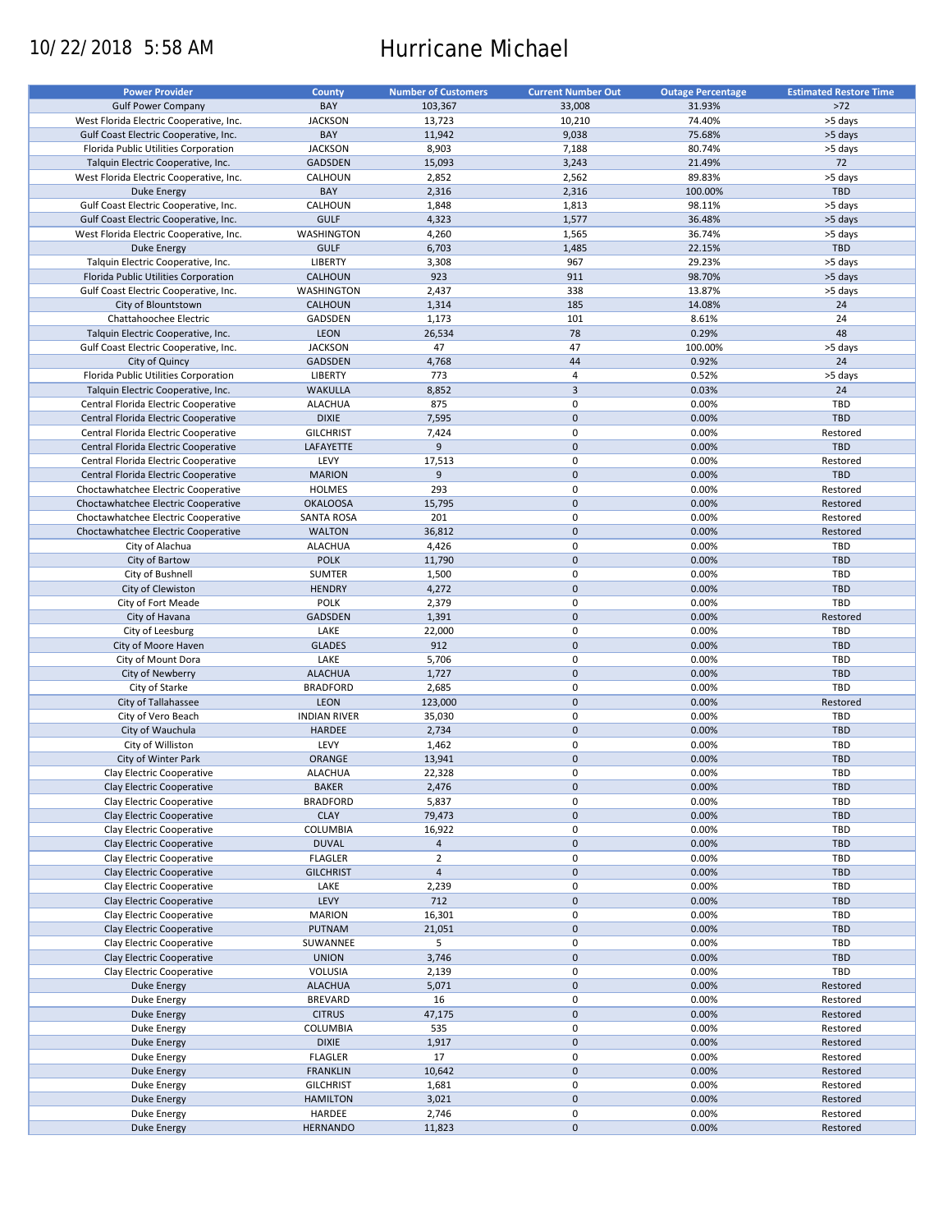10/22/2018 5:58 AM

# Hurricane Michael

| Power Provider | County | Number of Customers | Current Number Out | Outage Percentage | Estimated Restore Time |
|---|---|---|---|---|---|
| Gulf Power Company | BAY | 103,367 | 33,008 | 31.93% | >72 |
| West Florida Electric Cooperative, Inc. | JACKSON | 13,723 | 10,210 | 74.40% | >5 days |
| Gulf Coast Electric Cooperative, Inc. | BAY | 11,942 | 9,038 | 75.68% | >5 days |
| Florida Public Utilities Corporation | JACKSON | 8,903 | 7,188 | 80.74% | >5 days |
| Talquin Electric Cooperative, Inc. | GADSDEN | 15,093 | 3,243 | 21.49% | 72 |
| West Florida Electric Cooperative, Inc. | CALHOUN | 2,852 | 2,562 | 89.83% | >5 days |
| Duke Energy | BAY | 2,316 | 2,316 | 100.00% | TBD |
| Gulf Coast Electric Cooperative, Inc. | CALHOUN | 1,848 | 1,813 | 98.11% | >5 days |
| Gulf Coast Electric Cooperative, Inc. | GULF | 4,323 | 1,577 | 36.48% | >5 days |
| West Florida Electric Cooperative, Inc. | WASHINGTON | 4,260 | 1,565 | 36.74% | >5 days |
| Duke Energy | GULF | 6,703 | 1,485 | 22.15% | TBD |
| Talquin Electric Cooperative, Inc. | LIBERTY | 3,308 | 967 | 29.23% | >5 days |
| Florida Public Utilities Corporation | CALHOUN | 923 | 911 | 98.70% | >5 days |
| Gulf Coast Electric Cooperative, Inc. | WASHINGTON | 2,437 | 338 | 13.87% | >5 days |
| City of Blountstown | CALHOUN | 1,314 | 185 | 14.08% | 24 |
| Chattahoochee Electric | GADSDEN | 1,173 | 101 | 8.61% | 24 |
| Talquin Electric Cooperative, Inc. | LEON | 26,534 | 78 | 0.29% | 48 |
| Gulf Coast Electric Cooperative, Inc. | JACKSON | 47 | 47 | 100.00% | >5 days |
| City of Quincy | GADSDEN | 4,768 | 44 | 0.92% | 24 |
| Florida Public Utilities Corporation | LIBERTY | 773 | 4 | 0.52% | >5 days |
| Talquin Electric Cooperative, Inc. | WAKULLA | 8,852 | 3 | 0.03% | 24 |
| Central Florida Electric Cooperative | ALACHUA | 875 | 0 | 0.00% | TBD |
| Central Florida Electric Cooperative | DIXIE | 7,595 | 0 | 0.00% | TBD |
| Central Florida Electric Cooperative | GILCHRIST | 7,424 | 0 | 0.00% | Restored |
| Central Florida Electric Cooperative | LAFAYETTE | 9 | 0 | 0.00% | TBD |
| Central Florida Electric Cooperative | LEVY | 17,513 | 0 | 0.00% | Restored |
| Central Florida Electric Cooperative | MARION | 9 | 0 | 0.00% | TBD |
| Choctawhatchee Electric Cooperative | HOLMES | 293 | 0 | 0.00% | Restored |
| Choctawhatchee Electric Cooperative | OKALOOSA | 15,795 | 0 | 0.00% | Restored |
| Choctawhatchee Electric Cooperative | SANTA ROSA | 201 | 0 | 0.00% | Restored |
| Choctawhatchee Electric Cooperative | WALTON | 36,812 | 0 | 0.00% | Restored |
| City of Alachua | ALACHUA | 4,426 | 0 | 0.00% | TBD |
| City of Bartow | POLK | 11,790 | 0 | 0.00% | TBD |
| City of Bushnell | SUMTER | 1,500 | 0 | 0.00% | TBD |
| City of Clewiston | HENDRY | 4,272 | 0 | 0.00% | TBD |
| City of Fort Meade | POLK | 2,379 | 0 | 0.00% | TBD |
| City of Havana | GADSDEN | 1,391 | 0 | 0.00% | Restored |
| City of Leesburg | LAKE | 22,000 | 0 | 0.00% | TBD |
| City of Moore Haven | GLADES | 912 | 0 | 0.00% | TBD |
| City of Mount Dora | LAKE | 5,706 | 0 | 0.00% | TBD |
| City of Newberry | ALACHUA | 1,727 | 0 | 0.00% | TBD |
| City of Starke | BRADFORD | 2,685 | 0 | 0.00% | TBD |
| City of Tallahassee | LEON | 123,000 | 0 | 0.00% | Restored |
| City of Vero Beach | INDIAN RIVER | 35,030 | 0 | 0.00% | TBD |
| City of Wauchula | HARDEE | 2,734 | 0 | 0.00% | TBD |
| City of Williston | LEVY | 1,462 | 0 | 0.00% | TBD |
| City of Winter Park | ORANGE | 13,941 | 0 | 0.00% | TBD |
| Clay Electric Cooperative | ALACHUA | 22,328 | 0 | 0.00% | TBD |
| Clay Electric Cooperative | BAKER | 2,476 | 0 | 0.00% | TBD |
| Clay Electric Cooperative | BRADFORD | 5,837 | 0 | 0.00% | TBD |
| Clay Electric Cooperative | CLAY | 79,473 | 0 | 0.00% | TBD |
| Clay Electric Cooperative | COLUMBIA | 16,922 | 0 | 0.00% | TBD |
| Clay Electric Cooperative | DUVAL | 4 | 0 | 0.00% | TBD |
| Clay Electric Cooperative | FLAGLER | 2 | 0 | 0.00% | TBD |
| Clay Electric Cooperative | GILCHRIST | 4 | 0 | 0.00% | TBD |
| Clay Electric Cooperative | LAKE | 2,239 | 0 | 0.00% | TBD |
| Clay Electric Cooperative | LEVY | 712 | 0 | 0.00% | TBD |
| Clay Electric Cooperative | MARION | 16,301 | 0 | 0.00% | TBD |
| Clay Electric Cooperative | PUTNAM | 21,051 | 0 | 0.00% | TBD |
| Clay Electric Cooperative | SUWANNEE | 5 | 0 | 0.00% | TBD |
| Clay Electric Cooperative | UNION | 3,746 | 0 | 0.00% | TBD |
| Clay Electric Cooperative | VOLUSIA | 2,139 | 0 | 0.00% | TBD |
| Duke Energy | ALACHUA | 5,071 | 0 | 0.00% | Restored |
| Duke Energy | BREVARD | 16 | 0 | 0.00% | Restored |
| Duke Energy | CITRUS | 47,175 | 0 | 0.00% | Restored |
| Duke Energy | COLUMBIA | 535 | 0 | 0.00% | Restored |
| Duke Energy | DIXIE | 1,917 | 0 | 0.00% | Restored |
| Duke Energy | FLAGLER | 17 | 0 | 0.00% | Restored |
| Duke Energy | FRANKLIN | 10,642 | 0 | 0.00% | Restored |
| Duke Energy | GILCHRIST | 1,681 | 0 | 0.00% | Restored |
| Duke Energy | HAMILTON | 3,021 | 0 | 0.00% | Restored |
| Duke Energy | HARDEE | 2,746 | 0 | 0.00% | Restored |
| Duke Energy | HERNANDO | 11,823 | 0 | 0.00% | Restored |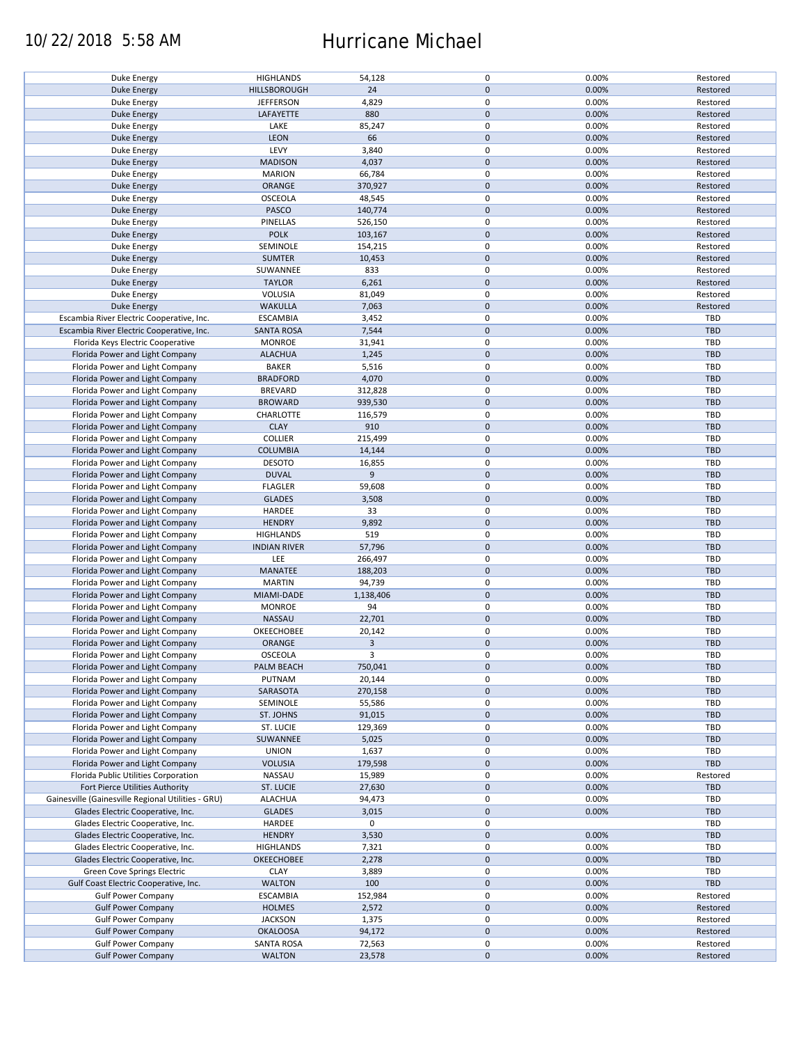10/22/2018 5:58 AM

# Hurricane Michael

| | | | | | |
|---|---|---|---|---|---|
| Duke Energy | HIGHLANDS | 54,128 | 0 | 0.00% | Restored |
| Duke Energy | HILLSBOROUGH | 24 | 0 | 0.00% | Restored |
| Duke Energy | JEFFERSON | 4,829 | 0 | 0.00% | Restored |
| Duke Energy | LAFAYETTE | 880 | 0 | 0.00% | Restored |
| Duke Energy | LAKE | 85,247 | 0 | 0.00% | Restored |
| Duke Energy | LEON | 66 | 0 | 0.00% | Restored |
| Duke Energy | LEVY | 3,840 | 0 | 0.00% | Restored |
| Duke Energy | MADISON | 4,037 | 0 | 0.00% | Restored |
| Duke Energy | MARION | 66,784 | 0 | 0.00% | Restored |
| Duke Energy | ORANGE | 370,927 | 0 | 0.00% | Restored |
| Duke Energy | OSCEOLA | 48,545 | 0 | 0.00% | Restored |
| Duke Energy | PASCO | 140,774 | 0 | 0.00% | Restored |
| Duke Energy | PINELLAS | 526,150 | 0 | 0.00% | Restored |
| Duke Energy | POLK | 103,167 | 0 | 0.00% | Restored |
| Duke Energy | SEMINOLE | 154,215 | 0 | 0.00% | Restored |
| Duke Energy | SUMTER | 10,453 | 0 | 0.00% | Restored |
| Duke Energy | SUWANNEE | 833 | 0 | 0.00% | Restored |
| Duke Energy | TAYLOR | 6,261 | 0 | 0.00% | Restored |
| Duke Energy | VOLUSIA | 81,049 | 0 | 0.00% | Restored |
| Duke Energy | WAKULLA | 7,063 | 0 | 0.00% | Restored |
| Escambia River Electric Cooperative, Inc. | ESCAMBIA | 3,452 | 0 | 0.00% | TBD |
| Escambia River Electric Cooperative, Inc. | SANTA ROSA | 7,544 | 0 | 0.00% | TBD |
| Florida Keys Electric Cooperative | MONROE | 31,941 | 0 | 0.00% | TBD |
| Florida Power and Light Company | ALACHUA | 1,245 | 0 | 0.00% | TBD |
| Florida Power and Light Company | BAKER | 5,516 | 0 | 0.00% | TBD |
| Florida Power and Light Company | BRADFORD | 4,070 | 0 | 0.00% | TBD |
| Florida Power and Light Company | BREVARD | 312,828 | 0 | 0.00% | TBD |
| Florida Power and Light Company | BROWARD | 939,530 | 0 | 0.00% | TBD |
| Florida Power and Light Company | CHARLOTTE | 116,579 | 0 | 0.00% | TBD |
| Florida Power and Light Company | CLAY | 910 | 0 | 0.00% | TBD |
| Florida Power and Light Company | COLLIER | 215,499 | 0 | 0.00% | TBD |
| Florida Power and Light Company | COLUMBIA | 14,144 | 0 | 0.00% | TBD |
| Florida Power and Light Company | DESOTO | 16,855 | 0 | 0.00% | TBD |
| Florida Power and Light Company | DUVAL | 9 | 0 | 0.00% | TBD |
| Florida Power and Light Company | FLAGLER | 59,608 | 0 | 0.00% | TBD |
| Florida Power and Light Company | GLADES | 3,508 | 0 | 0.00% | TBD |
| Florida Power and Light Company | HARDEE | 33 | 0 | 0.00% | TBD |
| Florida Power and Light Company | HENDRY | 9,892 | 0 | 0.00% | TBD |
| Florida Power and Light Company | HIGHLANDS | 519 | 0 | 0.00% | TBD |
| Florida Power and Light Company | INDIAN RIVER | 57,796 | 0 | 0.00% | TBD |
| Florida Power and Light Company | LEE | 266,497 | 0 | 0.00% | TBD |
| Florida Power and Light Company | MANATEE | 188,203 | 0 | 0.00% | TBD |
| Florida Power and Light Company | MARTIN | 94,739 | 0 | 0.00% | TBD |
| Florida Power and Light Company | MIAMI-DADE | 1,138,406 | 0 | 0.00% | TBD |
| Florida Power and Light Company | MONROE | 94 | 0 | 0.00% | TBD |
| Florida Power and Light Company | NASSAU | 22,701 | 0 | 0.00% | TBD |
| Florida Power and Light Company | OKEECHOBEE | 20,142 | 0 | 0.00% | TBD |
| Florida Power and Light Company | ORANGE | 3 | 0 | 0.00% | TBD |
| Florida Power and Light Company | OSCEOLA | 3 | 0 | 0.00% | TBD |
| Florida Power and Light Company | PALM BEACH | 750,041 | 0 | 0.00% | TBD |
| Florida Power and Light Company | PUTNAM | 20,144 | 0 | 0.00% | TBD |
| Florida Power and Light Company | SARASOTA | 270,158 | 0 | 0.00% | TBD |
| Florida Power and Light Company | SEMINOLE | 55,586 | 0 | 0.00% | TBD |
| Florida Power and Light Company | ST. JOHNS | 91,015 | 0 | 0.00% | TBD |
| Florida Power and Light Company | ST. LUCIE | 129,369 | 0 | 0.00% | TBD |
| Florida Power and Light Company | SUWANNEE | 5,025 | 0 | 0.00% | TBD |
| Florida Power and Light Company | UNION | 1,637 | 0 | 0.00% | TBD |
| Florida Power and Light Company | VOLUSIA | 179,598 | 0 | 0.00% | TBD |
| Florida Public Utilities Corporation | NASSAU | 15,989 | 0 | 0.00% | Restored |
| Fort Pierce Utilities Authority | ST. LUCIE | 27,630 | 0 | 0.00% | TBD |
| Gainesville (Gainesville Regional Utilities - GRU) | ALACHUA | 94,473 | 0 | 0.00% | TBD |
| Glades Electric Cooperative, Inc. | GLADES | 3,015 | 0 | 0.00% | TBD |
| Glades Electric Cooperative, Inc. | HARDEE | 0 | 0 | | TBD |
| Glades Electric Cooperative, Inc. | HENDRY | 3,530 | 0 | 0.00% | TBD |
| Glades Electric Cooperative, Inc. | HIGHLANDS | 7,321 | 0 | 0.00% | TBD |
| Glades Electric Cooperative, Inc. | OKEECHOBEE | 2,278 | 0 | 0.00% | TBD |
| Green Cove Springs Electric | CLAY | 3,889 | 0 | 0.00% | TBD |
| Gulf Coast Electric Cooperative, Inc. | WALTON | 100 | 0 | 0.00% | TBD |
| Gulf Power Company | ESCAMBIA | 152,984 | 0 | 0.00% | Restored |
| Gulf Power Company | HOLMES | 2,572 | 0 | 0.00% | Restored |
| Gulf Power Company | JACKSON | 1,375 | 0 | 0.00% | Restored |
| Gulf Power Company | OKALOOSA | 94,172 | 0 | 0.00% | Restored |
| Gulf Power Company | SANTA ROSA | 72,563 | 0 | 0.00% | Restored |
| Gulf Power Company | WALTON | 23,578 | 0 | 0.00% | Restored |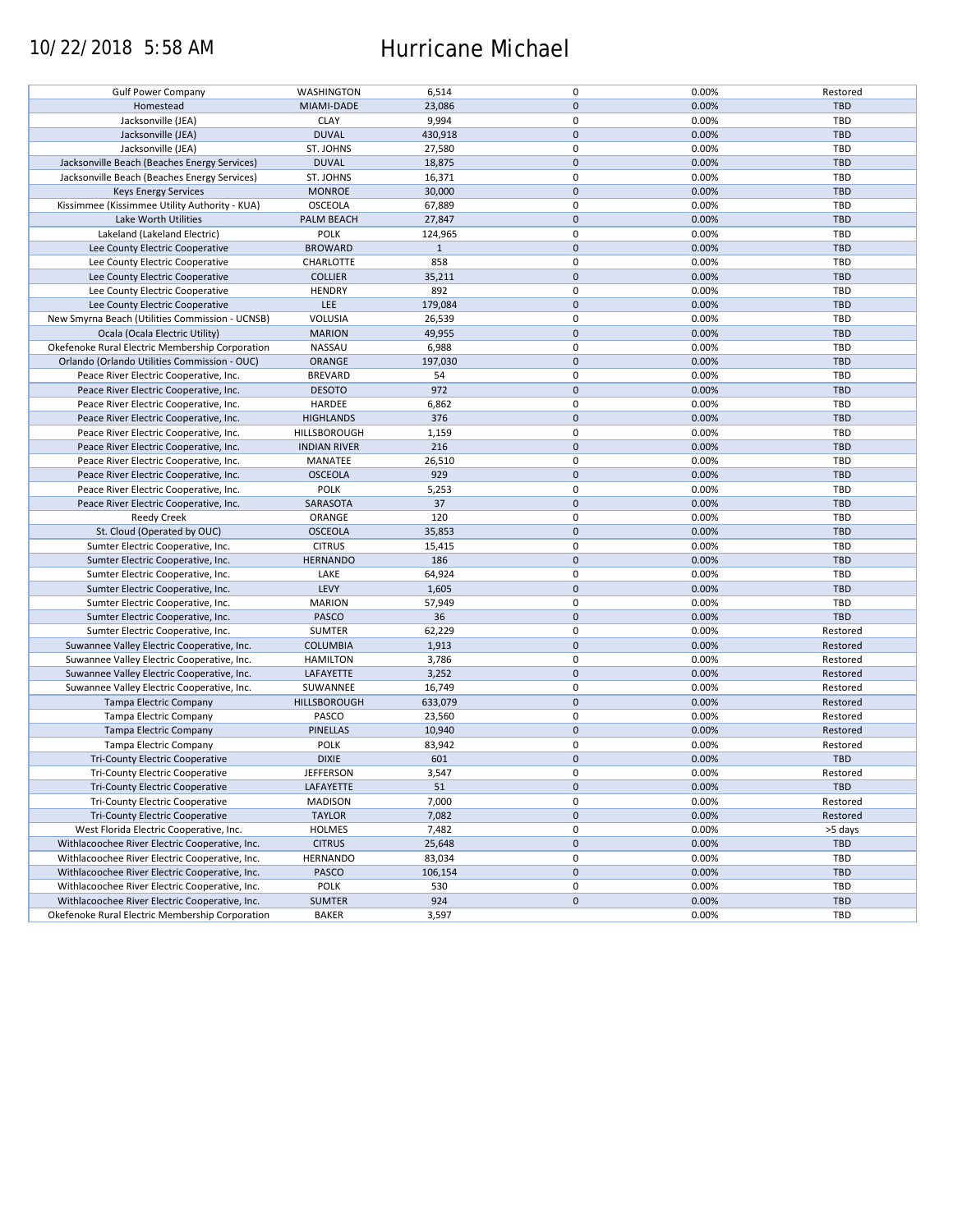10/22/2018 5:58 AM Hurricane Michael

| | | | | | |
|---|---|---|---|---|---|
| Gulf Power Company | WASHINGTON | 6,514 | 0 | 0.00% | Restored |
| Homestead | MIAMI-DADE | 23,086 | 0 | 0.00% | TBD |
| Jacksonville (JEA) | CLAY | 9,994 | 0 | 0.00% | TBD |
| Jacksonville (JEA) | DUVAL | 430,918 | 0 | 0.00% | TBD |
| Jacksonville (JEA) | ST. JOHNS | 27,580 | 0 | 0.00% | TBD |
| Jacksonville Beach (Beaches Energy Services) | DUVAL | 18,875 | 0 | 0.00% | TBD |
| Jacksonville Beach (Beaches Energy Services) | ST. JOHNS | 16,371 | 0 | 0.00% | TBD |
| Keys Energy Services | MONROE | 30,000 | 0 | 0.00% | TBD |
| Kissimmee (Kissimmee Utility Authority - KUA) | OSCEOLA | 67,889 | 0 | 0.00% | TBD |
| Lake Worth Utilities | PALM BEACH | 27,847 | 0 | 0.00% | TBD |
| Lakeland (Lakeland Electric) | POLK | 124,965 | 0 | 0.00% | TBD |
| Lee County Electric Cooperative | BROWARD | 1 | 0 | 0.00% | TBD |
| Lee County Electric Cooperative | CHARLOTTE | 858 | 0 | 0.00% | TBD |
| Lee County Electric Cooperative | COLLIER | 35,211 | 0 | 0.00% | TBD |
| Lee County Electric Cooperative | HENDRY | 892 | 0 | 0.00% | TBD |
| Lee County Electric Cooperative | LEE | 179,084 | 0 | 0.00% | TBD |
| New Smyrna Beach (Utilities Commission - UCNSB) | VOLUSIA | 26,539 | 0 | 0.00% | TBD |
| Ocala (Ocala Electric Utility) | MARION | 49,955 | 0 | 0.00% | TBD |
| Okefenoke Rural Electric Membership Corporation | NASSAU | 6,988 | 0 | 0.00% | TBD |
| Orlando (Orlando Utilities Commission - OUC) | ORANGE | 197,030 | 0 | 0.00% | TBD |
| Peace River Electric Cooperative, Inc. | BREVARD | 54 | 0 | 0.00% | TBD |
| Peace River Electric Cooperative, Inc. | DESOTO | 972 | 0 | 0.00% | TBD |
| Peace River Electric Cooperative, Inc. | HARDEE | 6,862 | 0 | 0.00% | TBD |
| Peace River Electric Cooperative, Inc. | HIGHLANDS | 376 | 0 | 0.00% | TBD |
| Peace River Electric Cooperative, Inc. | HILLSBOROUGH | 1,159 | 0 | 0.00% | TBD |
| Peace River Electric Cooperative, Inc. | INDIAN RIVER | 216 | 0 | 0.00% | TBD |
| Peace River Electric Cooperative, Inc. | MANATEE | 26,510 | 0 | 0.00% | TBD |
| Peace River Electric Cooperative, Inc. | OSCEOLA | 929 | 0 | 0.00% | TBD |
| Peace River Electric Cooperative, Inc. | POLK | 5,253 | 0 | 0.00% | TBD |
| Peace River Electric Cooperative, Inc. | SARASOTA | 37 | 0 | 0.00% | TBD |
| Reedy Creek | ORANGE | 120 | 0 | 0.00% | TBD |
| St. Cloud (Operated by OUC) | OSCEOLA | 35,853 | 0 | 0.00% | TBD |
| Sumter Electric Cooperative, Inc. | CITRUS | 15,415 | 0 | 0.00% | TBD |
| Sumter Electric Cooperative, Inc. | HERNANDO | 186 | 0 | 0.00% | TBD |
| Sumter Electric Cooperative, Inc. | LAKE | 64,924 | 0 | 0.00% | TBD |
| Sumter Electric Cooperative, Inc. | LEVY | 1,605 | 0 | 0.00% | TBD |
| Sumter Electric Cooperative, Inc. | MARION | 57,949 | 0 | 0.00% | TBD |
| Sumter Electric Cooperative, Inc. | PASCO | 36 | 0 | 0.00% | TBD |
| Sumter Electric Cooperative, Inc. | SUMTER | 62,229 | 0 | 0.00% | Restored |
| Suwannee Valley Electric Cooperative, Inc. | COLUMBIA | 1,913 | 0 | 0.00% | Restored |
| Suwannee Valley Electric Cooperative, Inc. | HAMILTON | 3,786 | 0 | 0.00% | Restored |
| Suwannee Valley Electric Cooperative, Inc. | LAFAYETTE | 3,252 | 0 | 0.00% | Restored |
| Suwannee Valley Electric Cooperative, Inc. | SUWANNEE | 16,749 | 0 | 0.00% | Restored |
| Tampa Electric Company | HILLSBOROUGH | 633,079 | 0 | 0.00% | Restored |
| Tampa Electric Company | PASCO | 23,560 | 0 | 0.00% | Restored |
| Tampa Electric Company | PINELLAS | 10,940 | 0 | 0.00% | Restored |
| Tampa Electric Company | POLK | 83,942 | 0 | 0.00% | Restored |
| Tri-County Electric Cooperative | DIXIE | 601 | 0 | 0.00% | TBD |
| Tri-County Electric Cooperative | JEFFERSON | 3,547 | 0 | 0.00% | Restored |
| Tri-County Electric Cooperative | LAFAYETTE | 51 | 0 | 0.00% | TBD |
| Tri-County Electric Cooperative | MADISON | 7,000 | 0 | 0.00% | Restored |
| Tri-County Electric Cooperative | TAYLOR | 7,082 | 0 | 0.00% | Restored |
| West Florida Electric Cooperative, Inc. | HOLMES | 7,482 | 0 | 0.00% | >5 days |
| Withlacoochee River Electric Cooperative, Inc. | CITRUS | 25,648 | 0 | 0.00% | TBD |
| Withlacoochee River Electric Cooperative, Inc. | HERNANDO | 83,034 | 0 | 0.00% | TBD |
| Withlacoochee River Electric Cooperative, Inc. | PASCO | 106,154 | 0 | 0.00% | TBD |
| Withlacoochee River Electric Cooperative, Inc. | POLK | 530 | 0 | 0.00% | TBD |
| Withlacoochee River Electric Cooperative, Inc. | SUMTER | 924 | 0 | 0.00% | TBD |
| Okefenoke Rural Electric Membership Corporation | BAKER | 3,597 | | 0.00% | TBD |